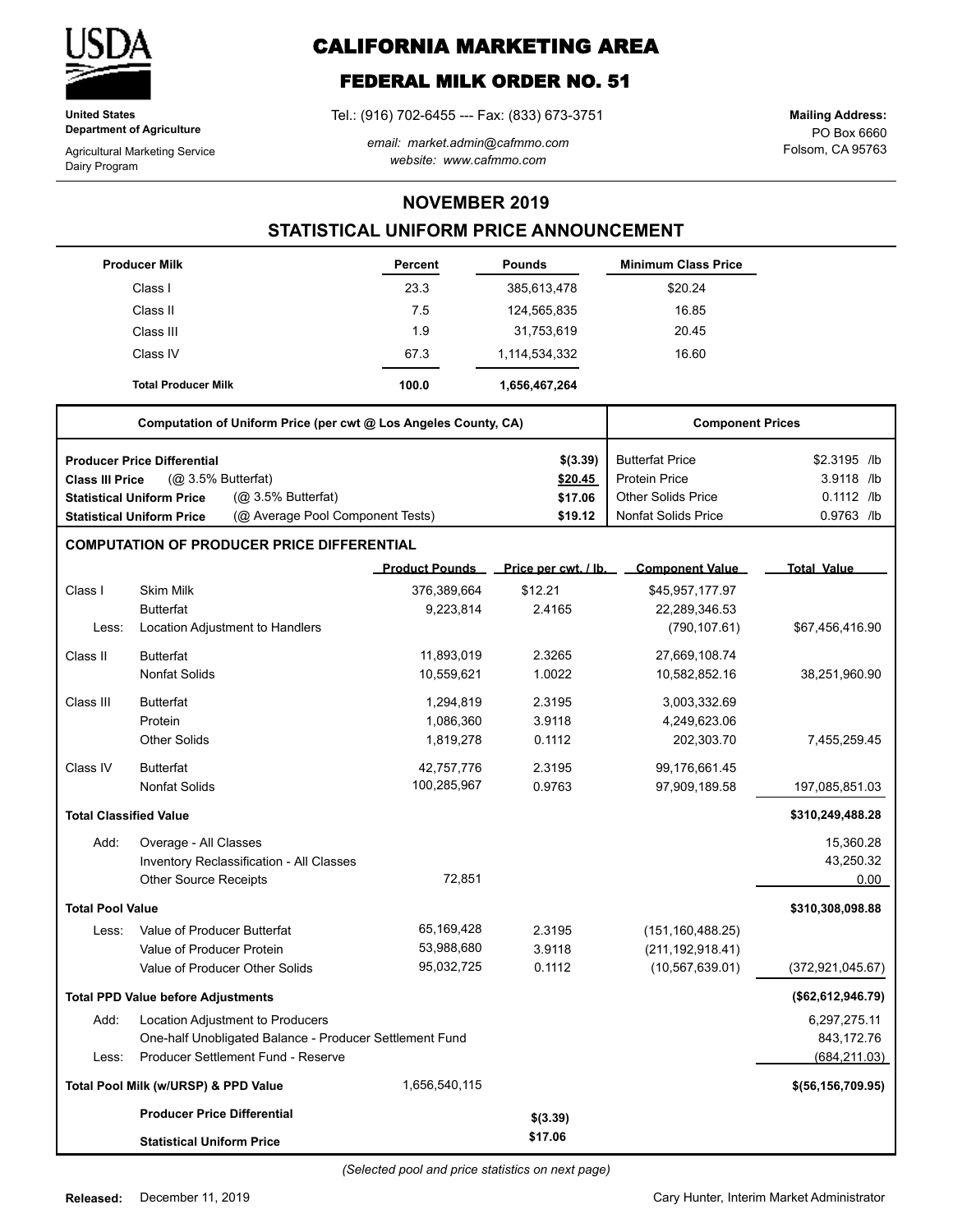**United States Department of Agriculture**

Agricultural Marketing Service
Dairy Program

# CALIFORNIA MARKETING AREA

## FEDERAL MILK ORDER NO. 51

Tel.: (916) 702-6455 --- Fax: (833) 673-3751

*email: market.admin@cafmmo.com*
*website: www.cafmmo.com*

**Mailing Address:**
PO Box 6660
Folsom, CA 95763

## NOVEMBER 2019

## STATISTICAL UNIFORM PRICE ANNOUNCEMENT

| Producer Milk | Percent | Pounds | Minimum Class Price |
|---|---|---|---|
| Class I | 23.3 | 385,613,478 | $20.24 |
| Class II | 7.5 | 124,565,835 | 16.85 |
| Class III | 1.9 | 31,753,619 | 20.45 |
| Class IV | 67.3 | 1,114,534,332 | 16.60 |
| **Total Producer Milk** | **100.0** | **1,656,467,264** | |

| Computation of Uniform Price (per cwt @ Los Angeles County, CA) | | Component Prices | |
|---|---|---|---|
| **Producer Price Differential** | **$(3.39)** | Butterfat Price | $2.3195 /lb |
| **Class III Price** (@ 3.5% Butterfat) | **$20.45** | Protein Price | 3.9118 /lb |
| **Statistical Uniform Price** (@ 3.5% Butterfat) | **$17.06** | Other Solids Price | 0.1112 /lb |
| **Statistical Uniform Price** (@ Average Pool Component Tests) | **$19.12** | Nonfat Solids Price | 0.9763 /lb |

### COMPUTATION OF PRODUCER PRICE DIFFERENTIAL

| | | Product Pounds | Price per cwt. / lb. | Component Value | Total Value |
|---|---|---|---|---|---|
| Class I | Skim Milk | 376,389,664 | $12.21 | $45,957,177.97 | |
| | Butterfat | 9,223,814 | 2.4165 | 22,289,346.53 | |
| Less: | Location Adjustment to Handlers | | | (790,107.61) | $67,456,416.90 |
| Class II | Butterfat | 11,893,019 | 2.3265 | 27,669,108.74 | |
| | Nonfat Solids | 10,559,621 | 1.0022 | 10,582,852.16 | 38,251,960.90 |
| Class III | Butterfat | 1,294,819 | 2.3195 | 3,003,332.69 | |
| | Protein | 1,086,360 | 3.9118 | 4,249,623.06 | |
| | Other Solids | 1,819,278 | 0.1112 | 202,303.70 | 7,455,259.45 |
| Class IV | Butterfat | 42,757,776 | 2.3195 | 99,176,661.45 | |
| | Nonfat Solids | 100,285,967 | 0.9763 | 97,909,189.58 | 197,085,851.03 |
| **Total Classified Value** | | | | | **$310,249,488.28** |
| Add: | Overage - All Classes | | | | 15,360.28 |
| | Inventory Reclassification - All Classes | | | | 43,250.32 |
| | Other Source Receipts | 72,851 | | | 0.00 |
| **Total Pool Value** | | | | | **$310,308,098.88** |
| Less: | Value of Producer Butterfat | 65,169,428 | 2.3195 | (151,160,488.25) | |
| | Value of Producer Protein | 53,988,680 | 3.9118 | (211,192,918.41) | |
| | Value of Producer Other Solids | 95,032,725 | 0.1112 | (10,567,639.01) | (372,921,045.67) |
| **Total PPD Value before Adjustments** | | | | | **($62,612,946.79)** |
| Add: | Location Adjustment to Producers | | | | 6,297,275.11 |
| | One-half Unobligated Balance - Producer Settlement Fund | | | | 843,172.76 |
| Less: | Producer Settlement Fund - Reserve | | | | (684,211.03) |
| **Total Pool Milk (w/URSP) & PPD Value** | | 1,656,540,115 | | | **$(56,156,709.95)** |
| | **Producer Price Differential** | | **$(3.39)** | | |
| | **Statistical Uniform Price** | | **$17.06** | | |

*(Selected pool and price statistics on next page)*

**Released:** December 11, 2019

Cary Hunter, Interim Market Administrator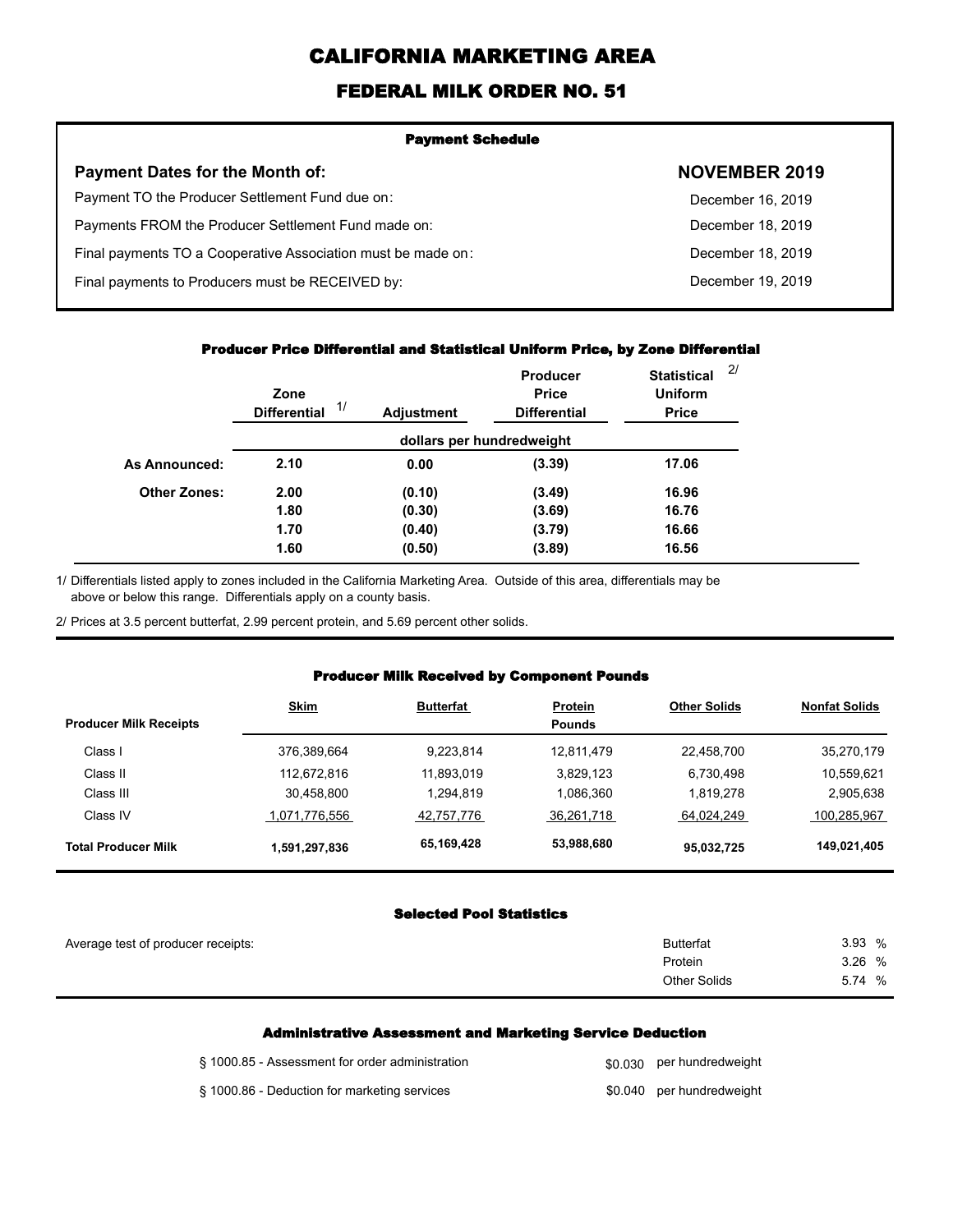# CALIFORNIA MARKETING AREA

## FEDERAL MILK ORDER NO. 51

### Payment Schedule

| Payment Dates for the Month of: | NOVEMBER 2019 |
|---|---|
| Payment TO the Producer Settlement Fund due on: | December 16, 2019 |
| Payments FROM the Producer Settlement Fund made on: | December 18, 2019 |
| Final payments TO a Cooperative Association must be made on: | December 18, 2019 |
| Final payments to Producers must be RECEIVED by: | December 19, 2019 |

### Producer Price Differential and Statistical Uniform Price, by Zone Differential

| | Zone Differential 1/ | Adjustment | Producer Price Differential | Statistical Uniform Price 2/ |
|---|---|---|---|---|
| | dollars per hundredweight | | | |
| **As Announced:** | **2.10** | **0.00** | **(3.39)** | **17.06** |
| **Other Zones:** | **2.00** | **(0.10)** | **(3.49)** | **16.96** |
| | **1.80** | **(0.30)** | **(3.69)** | **16.76** |
| | **1.70** | **(0.40)** | **(3.79)** | **16.66** |
| | **1.60** | **(0.50)** | **(3.89)** | **16.56** |

1/ Differentials listed apply to zones included in the California Marketing Area. Outside of this area, differentials may be above or below this range. Differentials apply on a county basis.

2/ Prices at 3.5 percent butterfat, 2.99 percent protein, and 5.69 percent other solids.

### Producer Milk Received by Component Pounds

| Producer Milk Receipts | Skim | Butterfat | Protein Pounds | Other Solids | Nonfat Solids |
|---|---|---|---|---|---|
| Class I | 376,389,664 | 9,223,814 | 12,811,479 | 22,458,700 | 35,270,179 |
| Class II | 112,672,816 | 11,893,019 | 3,829,123 | 6,730,498 | 10,559,621 |
| Class III | 30,458,800 | 1,294,819 | 1,086,360 | 1,819,278 | 2,905,638 |
| Class IV | 1,071,776,556 | 42,757,776 | 36,261,718 | 64,024,249 | 100,285,967 |
| **Total Producer Milk** | **1,591,297,836** | **65,169,428** | **53,988,680** | **95,032,725** | **149,021,405** |

### Selected Pool Statistics

| Average test of producer receipts: | | |
|---|---|---|
| | Butterfat | 3.93 % |
| | Protein | 3.26 % |
| | Other Solids | 5.74 % |

### Administrative Assessment and Marketing Service Deduction

| | | |
|---|---|---|
| § 1000.85 - Assessment for order administration | $0.030 | per hundredweight |
| § 1000.86 - Deduction for marketing services | $0.040 | per hundredweight |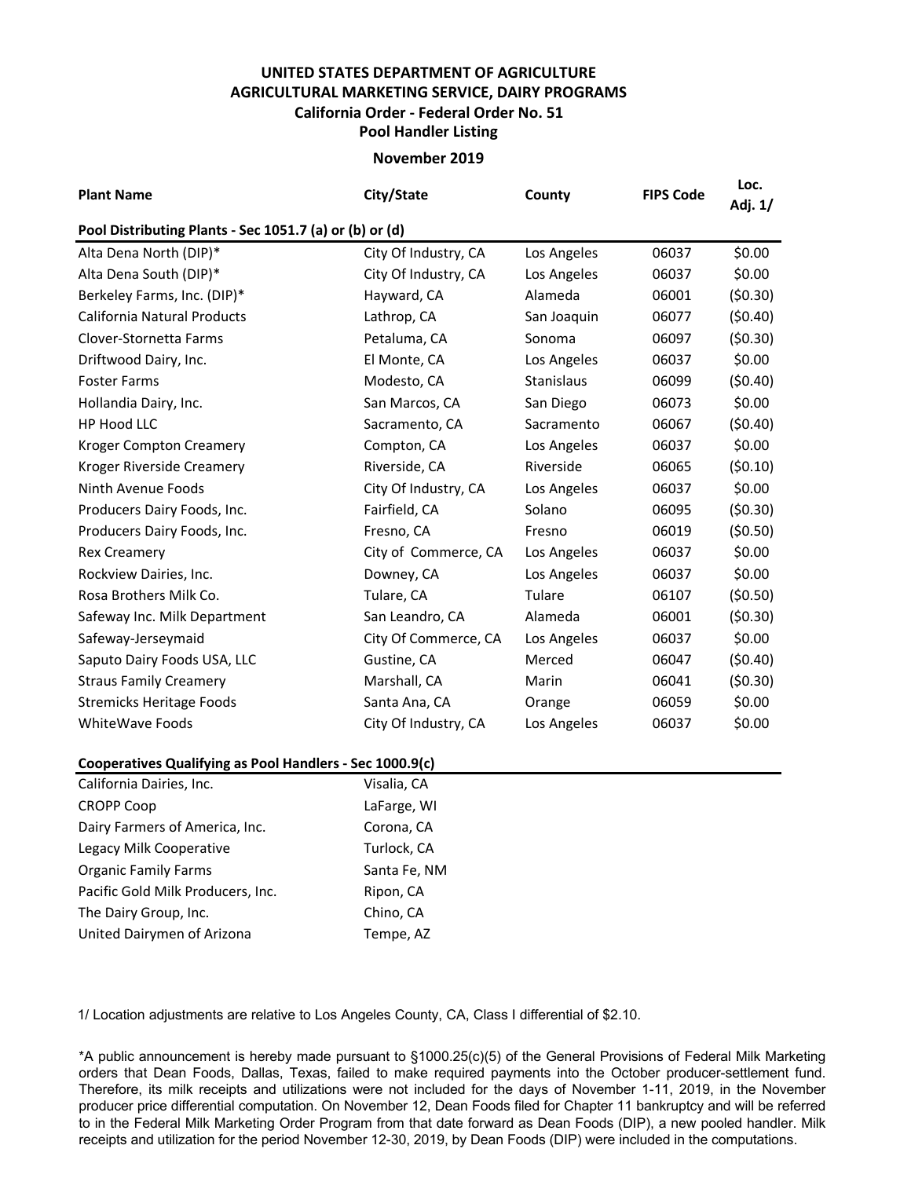**UNITED STATES DEPARTMENT OF AGRICULTURE**
**AGRICULTURAL MARKETING SERVICE, DAIRY PROGRAMS**
**California Order - Federal Order No. 51**
**Pool Handler Listing**

**November 2019**

| Plant Name | City/State | County | FIPS Code | Loc. Adj. 1/ |
|---|---|---|---|---|
| **Pool Distributing Plants - Sec 1051.7 (a) or (b) or (d)** | | | | |
| Alta Dena North (DIP)* | City Of Industry, CA | Los Angeles | 06037 | $0.00 |
| Alta Dena South (DIP)* | City Of Industry, CA | Los Angeles | 06037 | $0.00 |
| Berkeley Farms, Inc. (DIP)* | Hayward, CA | Alameda | 06001 | ($0.30) |
| California Natural Products | Lathrop, CA | San Joaquin | 06077 | ($0.40) |
| Clover-Stornetta Farms | Petaluma, CA | Sonoma | 06097 | ($0.30) |
| Driftwood Dairy, Inc. | El Monte, CA | Los Angeles | 06037 | $0.00 |
| Foster Farms | Modesto, CA | Stanislaus | 06099 | ($0.40) |
| Hollandia Dairy, Inc. | San Marcos, CA | San Diego | 06073 | $0.00 |
| HP Hood LLC | Sacramento, CA | Sacramento | 06067 | ($0.40) |
| Kroger Compton Creamery | Compton, CA | Los Angeles | 06037 | $0.00 |
| Kroger Riverside Creamery | Riverside, CA | Riverside | 06065 | ($0.10) |
| Ninth Avenue Foods | City Of Industry, CA | Los Angeles | 06037 | $0.00 |
| Producers Dairy Foods, Inc. | Fairfield, CA | Solano | 06095 | ($0.30) |
| Producers Dairy Foods, Inc. | Fresno, CA | Fresno | 06019 | ($0.50) |
| Rex Creamery | City of Commerce, CA | Los Angeles | 06037 | $0.00 |
| Rockview Dairies, Inc. | Downey, CA | Los Angeles | 06037 | $0.00 |
| Rosa Brothers Milk Co. | Tulare, CA | Tulare | 06107 | ($0.50) |
| Safeway Inc. Milk Department | San Leandro, CA | Alameda | 06001 | ($0.30) |
| Safeway-Jerseymaid | City Of Commerce, CA | Los Angeles | 06037 | $0.00 |
| Saputo Dairy Foods USA, LLC | Gustine, CA | Merced | 06047 | ($0.40) |
| Straus Family Creamery | Marshall, CA | Marin | 06041 | ($0.30) |
| Stremicks Heritage Foods | Santa Ana, CA | Orange | 06059 | $0.00 |
| WhiteWave Foods | City Of Industry, CA | Los Angeles | 06037 | $0.00 |

**Cooperatives Qualifying as Pool Handlers - Sec 1000.9(c)**

| | |
|---|---|
| California Dairies, Inc. | Visalia, CA |
| CROPP Coop | LaFarge, WI |
| Dairy Farmers of America, Inc. | Corona, CA |
| Legacy Milk Cooperative | Turlock, CA |
| Organic Family Farms | Santa Fe, NM |
| Pacific Gold Milk Producers, Inc. | Ripon, CA |
| The Dairy Group, Inc. | Chino, CA |
| United Dairymen of Arizona | Tempe, AZ |

1/ Location adjustments are relative to Los Angeles County, CA, Class I differential of $2.10.

*A public announcement is hereby made pursuant to §1000.25(c)(5) of the General Provisions of Federal Milk Marketing orders that Dean Foods, Dallas, Texas, failed to make required payments into the October producer-settlement fund. Therefore, its milk receipts and utilizations were not included for the days of November 1-11, 2019, in the November producer price differential computation. On November 12, Dean Foods filed for Chapter 11 bankruptcy and will be referred to in the Federal Milk Marketing Order Program from that date forward as Dean Foods (DIP), a new pooled handler. Milk receipts and utilization for the period November 12-30, 2019, by Dean Foods (DIP) were included in the computations.